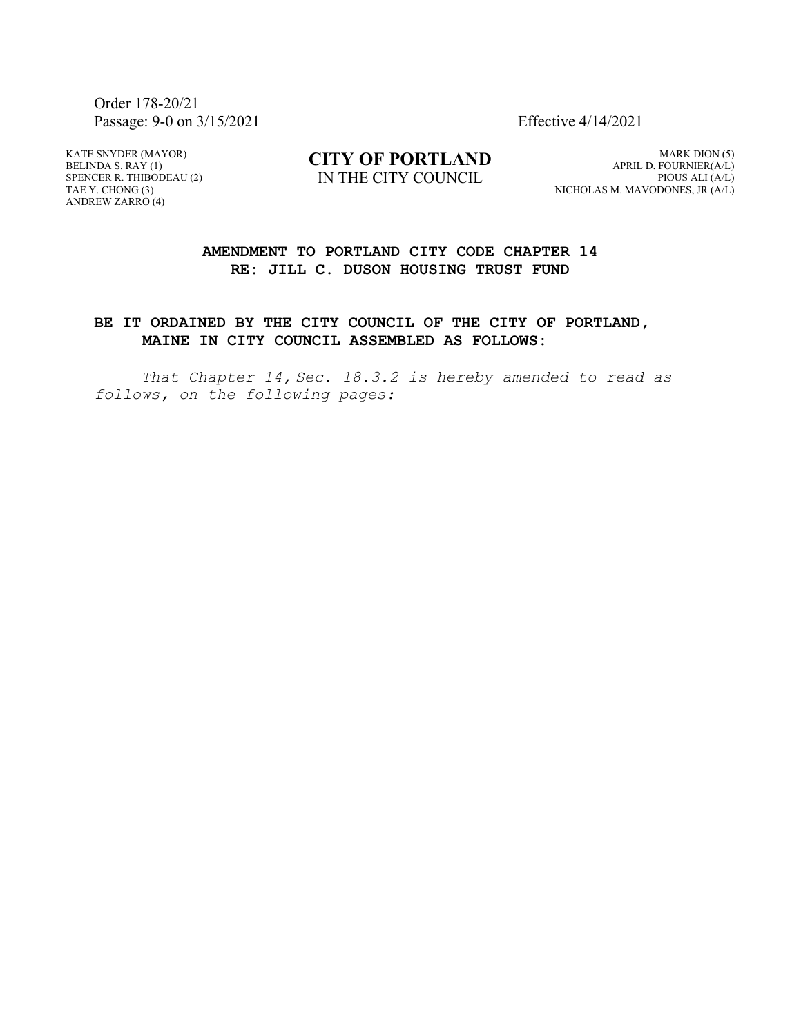Order 178-20/21
Passage: 9-0 on 3/15/2021

Effective 4/14/2021

KATE SNYDER (MAYOR)
BELINDA S. RAY (1)
SPENCER R. THIBODEAU (2)
TAE Y. CHONG (3)
ANDREW ZARRO (4)

**CITY OF PORTLAND**
IN THE CITY COUNCIL

MARK DION (5)
APRIL D. FOURNIER(A/L)
PIOUS ALI (A/L)
NICHOLAS M. MAVODONES, JR (A/L)

**AMENDMENT TO PORTLAND CITY CODE CHAPTER 14**
**RE: JILL C. DUSON HOUSING TRUST FUND**

**BE IT ORDAINED BY THE CITY COUNCIL OF THE CITY OF PORTLAND, MAINE IN CITY COUNCIL ASSEMBLED AS FOLLOWS:**

*That Chapter 14, Sec. 18.3.2 is hereby amended to read as follows, on the following pages:*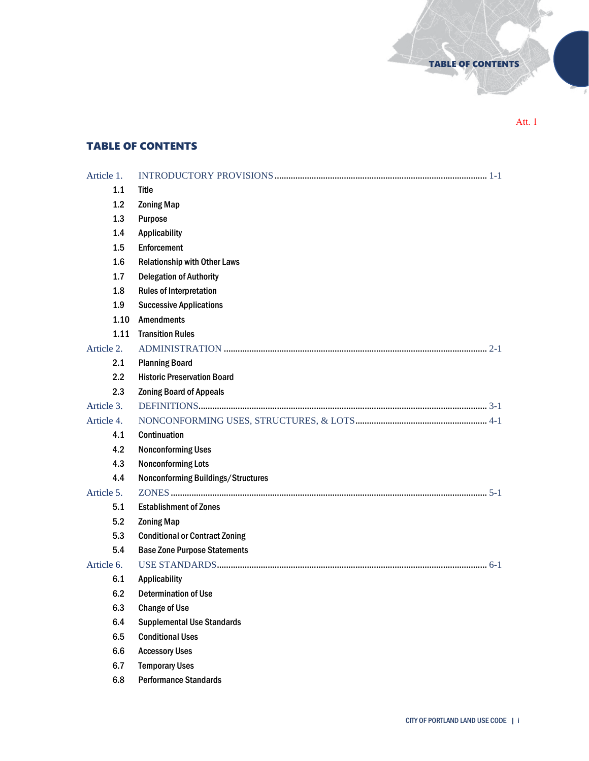Att. 1

## TABLE OF CONTENTS

Article 1. INTRODUCTORY PROVISIONS ........................................................................................... 1-1

- 1.1 Title
- 1.2 Zoning Map
- 1.3 Purpose
- 1.4 Applicability
- 1.5 Enforcement
- 1.6 Relationship with Other Laws
- 1.7 Delegation of Authority
- 1.8 Rules of Interpretation
- 1.9 Successive Applications
- 1.10 Amendments
- 1.11 Transition Rules

Article 2. ADMINISTRATION ................................................................................................................ 2-1

- 2.1 Planning Board
- 2.2 Historic Preservation Board
- 2.3 Zoning Board of Appeals

Article 3. DEFINITIONS.......................................................................................................................... 3-1

Article 4. NONCONFORMING USES, STRUCTURES, & LOTS......................................................... 4-1

- 4.1 Continuation
- 4.2 Nonconforming Uses
- 4.3 Nonconforming Lots
- 4.4 Nonconforming Buildings/Structures

Article 5. ZONES ...................................................................................................................................... 5-1

- 5.1 Establishment of Zones
- 5.2 Zoning Map
- 5.3 Conditional or Contract Zoning
- 5.4 Base Zone Purpose Statements

Article 6. USE STANDARDS.................................................................................................................... 6-1

- 6.1 Applicability
- 6.2 Determination of Use
- 6.3 Change of Use
- 6.4 Supplemental Use Standards
- 6.5 Conditional Uses
- 6.6 Accessory Uses
- 6.7 Temporary Uses
- 6.8 Performance Standards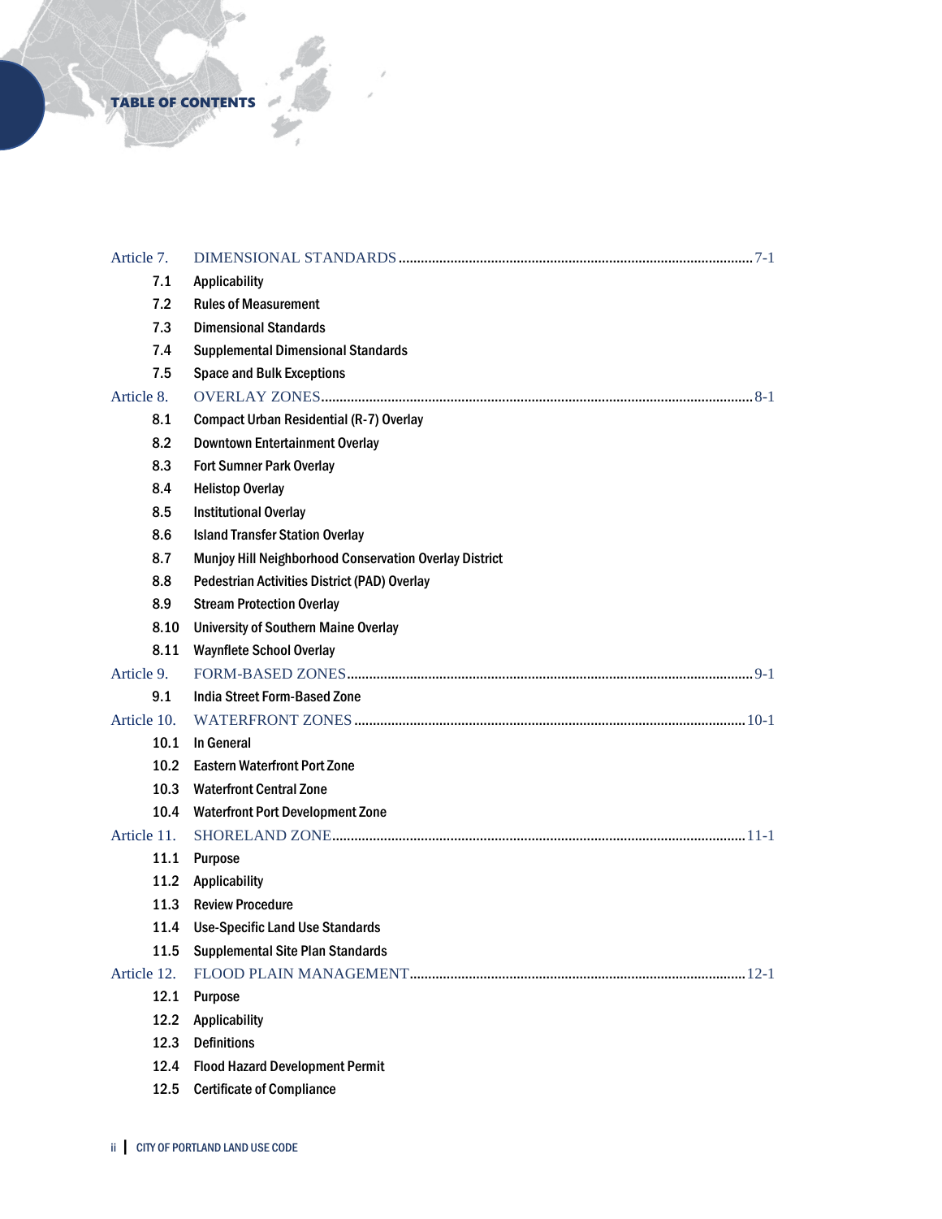# TABLE OF CONTENTS

Article 7. DIMENSIONAL STANDARDS ........................................ 7-1

- 7.1 Applicability
- 7.2 Rules of Measurement
- 7.3 Dimensional Standards
- 7.4 Supplemental Dimensional Standards
- 7.5 Space and Bulk Exceptions

Article 8. OVERLAY ZONES ........................................ 8-1

- 8.1 Compact Urban Residential (R-7) Overlay
- 8.2 Downtown Entertainment Overlay
- 8.3 Fort Sumner Park Overlay
- 8.4 Helistop Overlay
- 8.5 Institutional Overlay
- 8.6 Island Transfer Station Overlay
- 8.7 Munjoy Hill Neighborhood Conservation Overlay District
- 8.8 Pedestrian Activities District (PAD) Overlay
- 8.9 Stream Protection Overlay
- 8.10 University of Southern Maine Overlay
- 8.11 Waynflete School Overlay

Article 9. FORM-BASED ZONES ........................................ 9-1

- 9.1 India Street Form-Based Zone

Article 10. WATERFRONT ZONES ........................................ 10-1

- 10.1 In General
- 10.2 Eastern Waterfront Port Zone
- 10.3 Waterfront Central Zone
- 10.4 Waterfront Port Development Zone

Article 11. SHORELAND ZONE ........................................ 11-1

- 11.1 Purpose
- 11.2 Applicability
- 11.3 Review Procedure
- 11.4 Use-Specific Land Use Standards
- 11.5 Supplemental Site Plan Standards

Article 12. FLOOD PLAIN MANAGEMENT ........................................ 12-1

- 12.1 Purpose
- 12.2 Applicability
- 12.3 Definitions
- 12.4 Flood Hazard Development Permit
- 12.5 Certificate of Compliance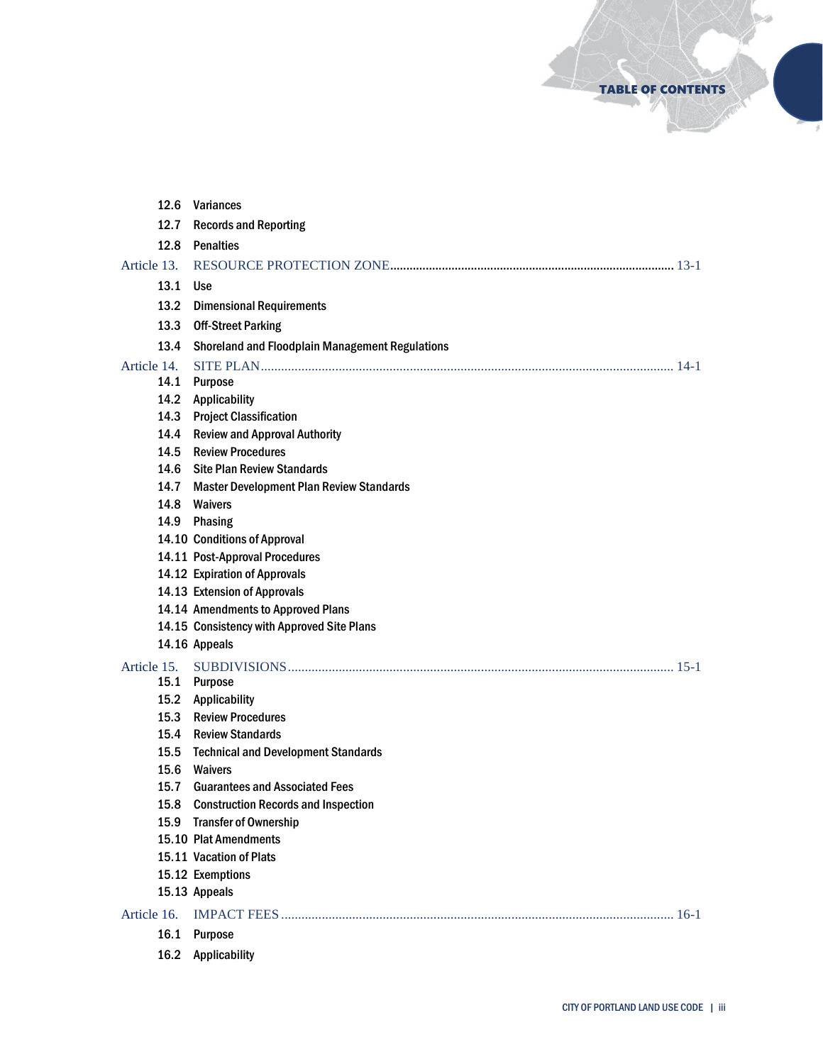12.6 Variances

12.7 Records and Reporting

12.8 Penalties

Article 13. RESOURCE PROTECTION ZONE ........................................................ 13-1

13.1 Use

13.2 Dimensional Requirements

13.3 Off-Street Parking

13.4 Shoreland and Floodplain Management Regulations

Article 14. SITE PLAN ........................................................ 14-1

14.1 Purpose

14.2 Applicability

14.3 Project Classification

14.4 Review and Approval Authority

14.5 Review Procedures

14.6 Site Plan Review Standards

14.7 Master Development Plan Review Standards

14.8 Waivers

14.9 Phasing

14.10 Conditions of Approval

14.11 Post-Approval Procedures

14.12 Expiration of Approvals

14.13 Extension of Approvals

14.14 Amendments to Approved Plans

14.15 Consistency with Approved Site Plans

14.16 Appeals

Article 15. SUBDIVISIONS ........................................................ 15-1

15.1 Purpose

15.2 Applicability

15.3 Review Procedures

15.4 Review Standards

15.5 Technical and Development Standards

15.6 Waivers

15.7 Guarantees and Associated Fees

15.8 Construction Records and Inspection

15.9 Transfer of Ownership

15.10 Plat Amendments

15.11 Vacation of Plats

15.12 Exemptions

15.13 Appeals

Article 16. IMPACT FEES ........................................................ 16-1

16.1 Purpose

16.2 Applicability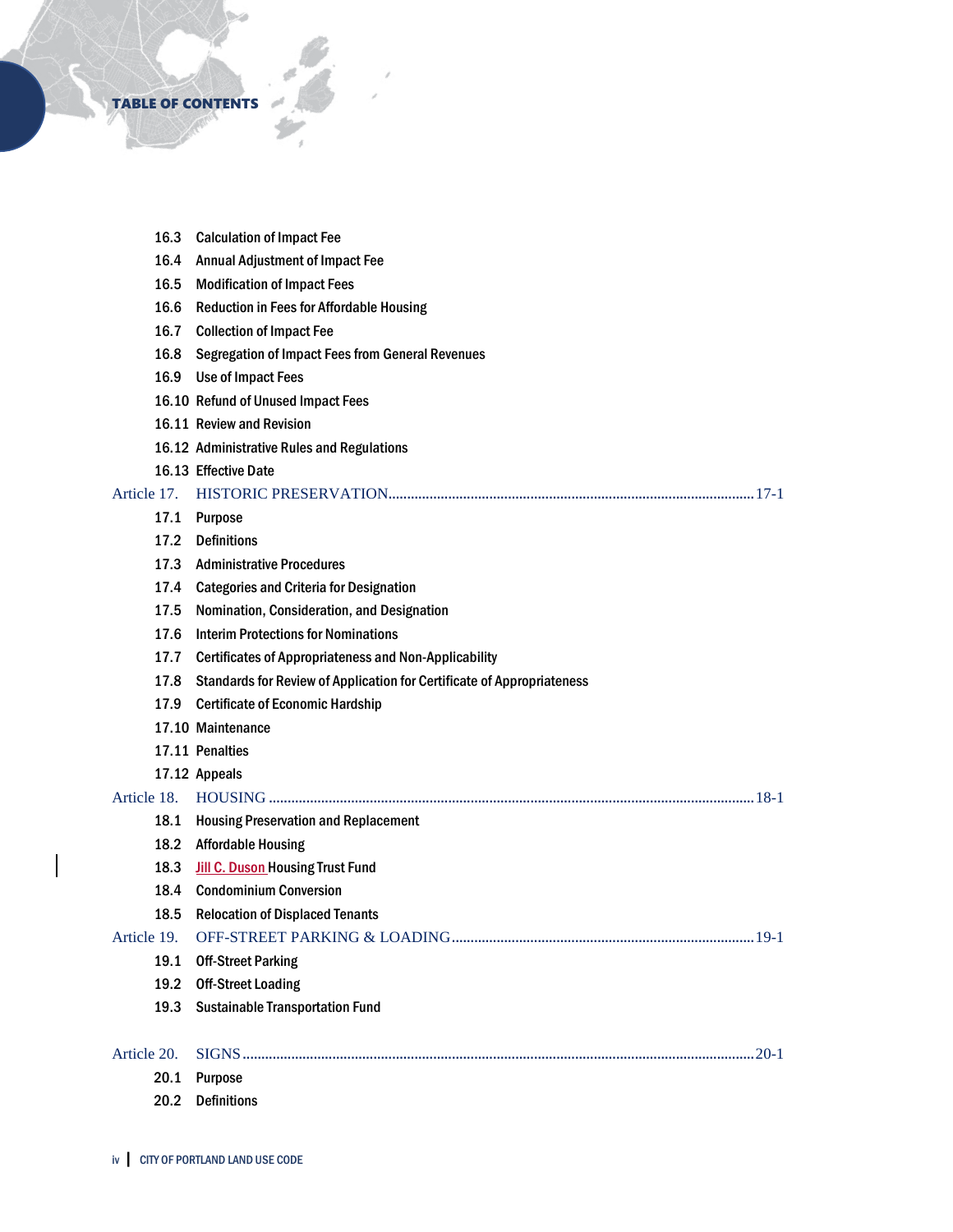16.3 Calculation of Impact Fee
16.4 Annual Adjustment of Impact Fee
16.5 Modification of Impact Fees
16.6 Reduction in Fees for Affordable Housing
16.7 Collection of Impact Fee
16.8 Segregation of Impact Fees from General Revenues
16.9 Use of Impact Fees
16.10 Refund of Unused Impact Fees
16.11 Review and Revision
16.12 Administrative Rules and Regulations
16.13 Effective Date

Article 17. HISTORIC PRESERVATION ................................................................ 17-1

17.1 Purpose
17.2 Definitions
17.3 Administrative Procedures
17.4 Categories and Criteria for Designation
17.5 Nomination, Consideration, and Designation
17.6 Interim Protections for Nominations
17.7 Certificates of Appropriateness and Non-Applicability
17.8 Standards for Review of Application for Certificate of Appropriateness
17.9 Certificate of Economic Hardship
17.10 Maintenance
17.11 Penalties
17.12 Appeals

Article 18. HOUSING ................................................................ 18-1

18.1 Housing Preservation and Replacement
18.2 Affordable Housing
18.3 Jill C. Duson Housing Trust Fund
18.4 Condominium Conversion
18.5 Relocation of Displaced Tenants

Article 19. OFF-STREET PARKING & LOADING ................................................................ 19-1

19.1 Off-Street Parking
19.2 Off-Street Loading
19.3 Sustainable Transportation Fund

Article 20. SIGNS ................................................................ 20-1

20.1 Purpose
20.2 Definitions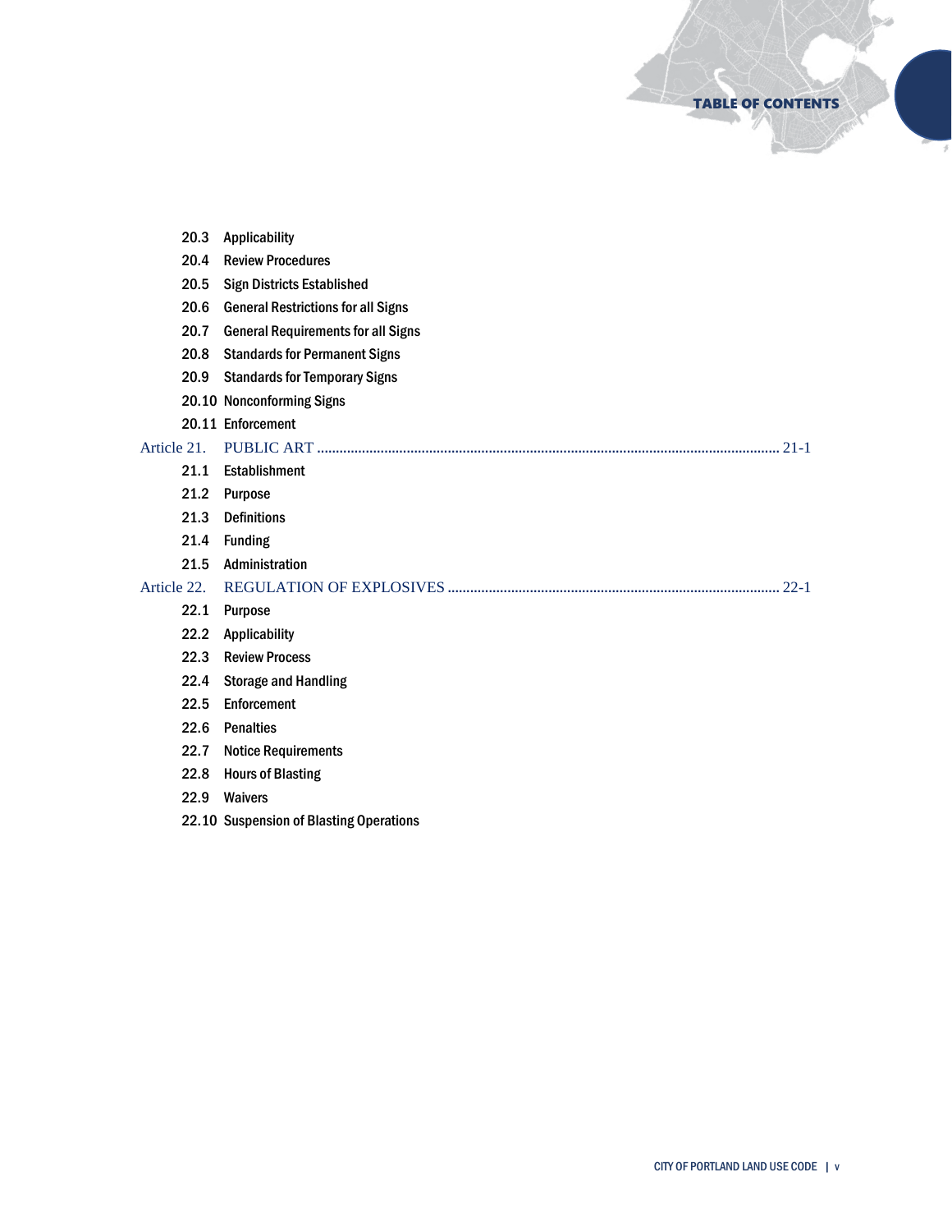20.3 Applicability

20.4 Review Procedures

20.5 Sign Districts Established

20.6 General Restrictions for all Signs

20.7 General Requirements for all Signs

20.8 Standards for Permanent Signs

20.9 Standards for Temporary Signs

20.10 Nonconforming Signs

20.11 Enforcement

Article 21. PUBLIC ART ........................................................................................................................ 21-1

21.1 Establishment

21.2 Purpose

21.3 Definitions

21.4 Funding

21.5 Administration

Article 22. REGULATION OF EXPLOSIVES ....................................................................................... 22-1

22.1 Purpose

22.2 Applicability

22.3 Review Process

22.4 Storage and Handling

22.5 Enforcement

22.6 Penalties

22.7 Notice Requirements

22.8 Hours of Blasting

22.9 Waivers

22.10 Suspension of Blasting Operations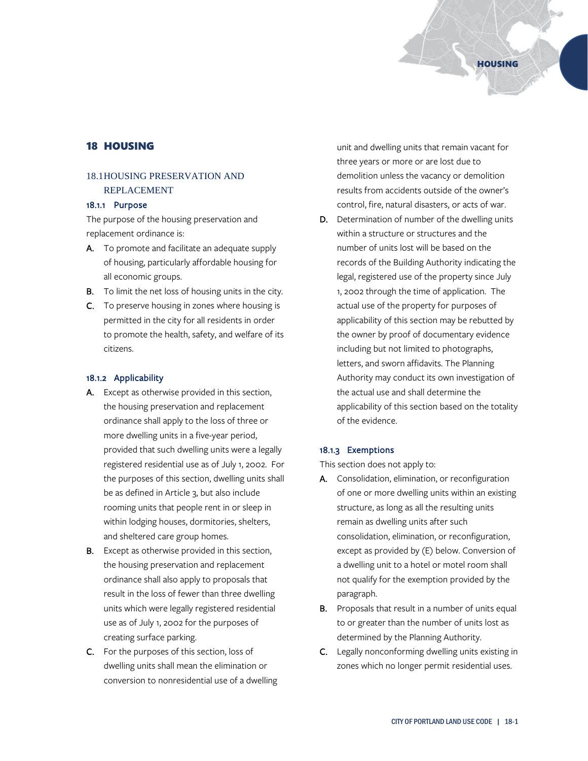# 18 HOUSING

## 18.1 HOUSING PRESERVATION AND REPLACEMENT

### 18.1.1 Purpose

The purpose of the housing preservation and replacement ordinance is:

**A.** To promote and facilitate an adequate supply of housing, particularly affordable housing for all economic groups.

**B.** To limit the net loss of housing units in the city.

**C.** To preserve housing in zones where housing is permitted in the city for all residents in order to promote the health, safety, and welfare of its citizens.

### 18.1.2 Applicability

**A.** Except as otherwise provided in this section, the housing preservation and replacement ordinance shall apply to the loss of three or more dwelling units in a five-year period, provided that such dwelling units were a legally registered residential use as of July 1, 2002. For the purposes of this section, dwelling units shall be as defined in Article 3, but also include rooming units that people rent in or sleep in within lodging houses, dormitories, shelters, and sheltered care group homes.

**B.** Except as otherwise provided in this section, the housing preservation and replacement ordinance shall also apply to proposals that result in the loss of fewer than three dwelling units which were legally registered residential use as of July 1, 2002 for the purposes of creating surface parking.

**C.** For the purposes of this section, loss of dwelling units shall mean the elimination or conversion to nonresidential use of a dwelling unit and dwelling units that remain vacant for three years or more or are lost due to demolition unless the vacancy or demolition results from accidents outside of the owner's control, fire, natural disasters, or acts of war.

**D.** Determination of number of the dwelling units within a structure or structures and the number of units lost will be based on the records of the Building Authority indicating the legal, registered use of the property since July 1, 2002 through the time of application. The actual use of the property for purposes of applicability of this section may be rebutted by the owner by proof of documentary evidence including but not limited to photographs, letters, and sworn affidavits. The Planning Authority may conduct its own investigation of the actual use and shall determine the applicability of this section based on the totality of the evidence.

### 18.1.3 Exemptions

This section does not apply to:

**A.** Consolidation, elimination, or reconfiguration of one or more dwelling units within an existing structure, as long as all the resulting units remain as dwelling units after such consolidation, elimination, or reconfiguration, except as provided by (E) below. Conversion of a dwelling unit to a hotel or motel room shall not qualify for the exemption provided by the paragraph.

**B.** Proposals that result in a number of units equal to or greater than the number of units lost as determined by the Planning Authority.

**C.** Legally nonconforming dwelling units existing in zones which no longer permit residential uses.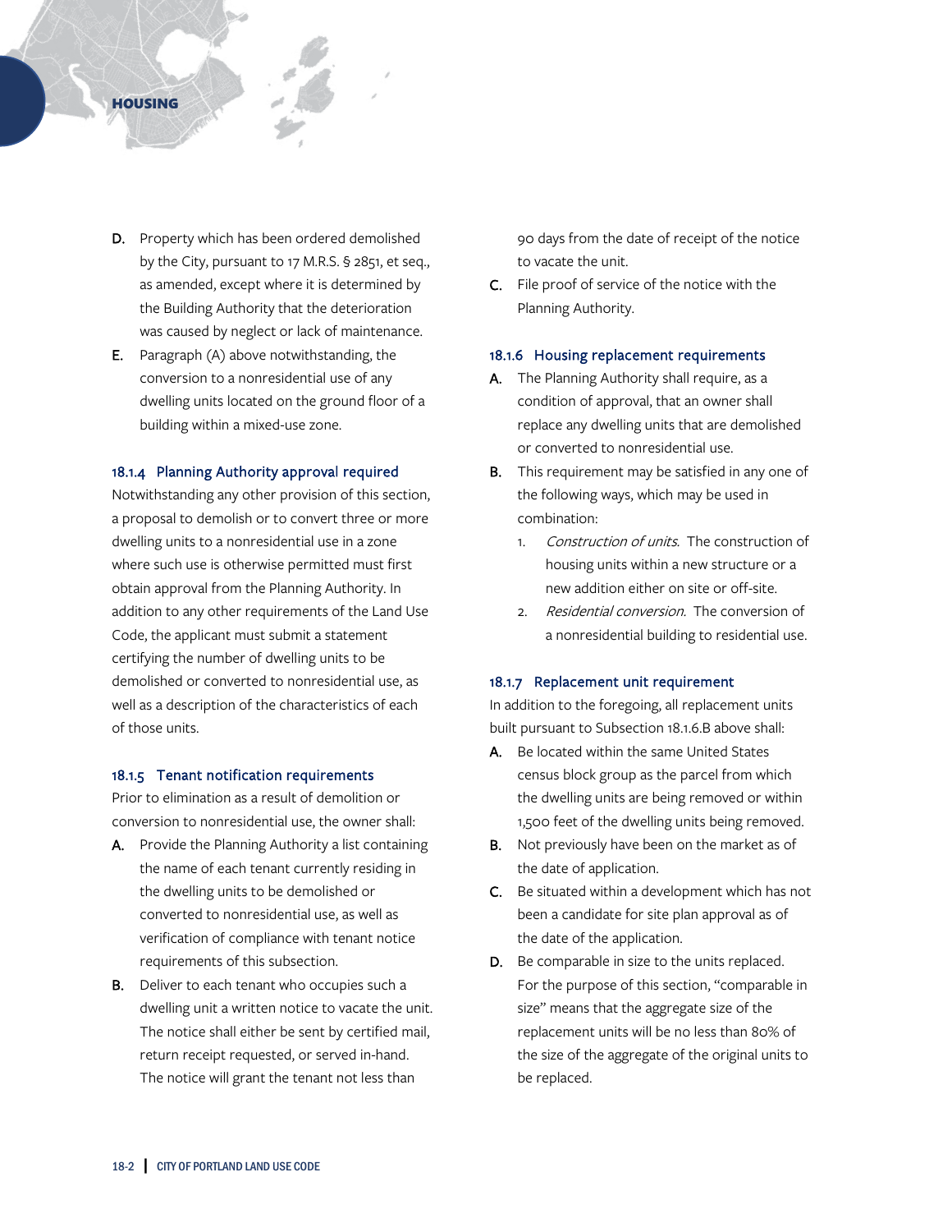D. Property which has been ordered demolished by the City, pursuant to 17 M.R.S. § 2851, et seq., as amended, except where it is determined by the Building Authority that the deterioration was caused by neglect or lack of maintenance.

E. Paragraph (A) above notwithstanding, the conversion to a nonresidential use of any dwelling units located on the ground floor of a building within a mixed-use zone.

### 18.1.4 Planning Authority approval required

Notwithstanding any other provision of this section, a proposal to demolish or to convert three or more dwelling units to a nonresidential use in a zone where such use is otherwise permitted must first obtain approval from the Planning Authority. In addition to any other requirements of the Land Use Code, the applicant must submit a statement certifying the number of dwelling units to be demolished or converted to nonresidential use, as well as a description of the characteristics of each of those units.

### 18.1.5 Tenant notification requirements

Prior to elimination as a result of demolition or conversion to nonresidential use, the owner shall:

A. Provide the Planning Authority a list containing the name of each tenant currently residing in the dwelling units to be demolished or converted to nonresidential use, as well as verification of compliance with tenant notice requirements of this subsection.

B. Deliver to each tenant who occupies such a dwelling unit a written notice to vacate the unit. The notice shall either be sent by certified mail, return receipt requested, or served in-hand. The notice will grant the tenant not less than 90 days from the date of receipt of the notice to vacate the unit.

C. File proof of service of the notice with the Planning Authority.

### 18.1.6 Housing replacement requirements

A. The Planning Authority shall require, as a condition of approval, that an owner shall replace any dwelling units that are demolished or converted to nonresidential use.

B. This requirement may be satisfied in any one of the following ways, which may be used in combination:

1. *Construction of units.* The construction of housing units within a new structure or a new addition either on site or off-site.
2. *Residential conversion.* The conversion of a nonresidential building to residential use.

### 18.1.7 Replacement unit requirement

In addition to the foregoing, all replacement units built pursuant to Subsection 18.1.6.B above shall:

A. Be located within the same United States census block group as the parcel from which the dwelling units are being removed or within 1,500 feet of the dwelling units being removed.

B. Not previously have been on the market as of the date of application.

C. Be situated within a development which has not been a candidate for site plan approval as of the date of the application.

D. Be comparable in size to the units replaced. For the purpose of this section, "comparable in size" means that the aggregate size of the replacement units will be no less than 80% of the size of the aggregate of the original units to be replaced.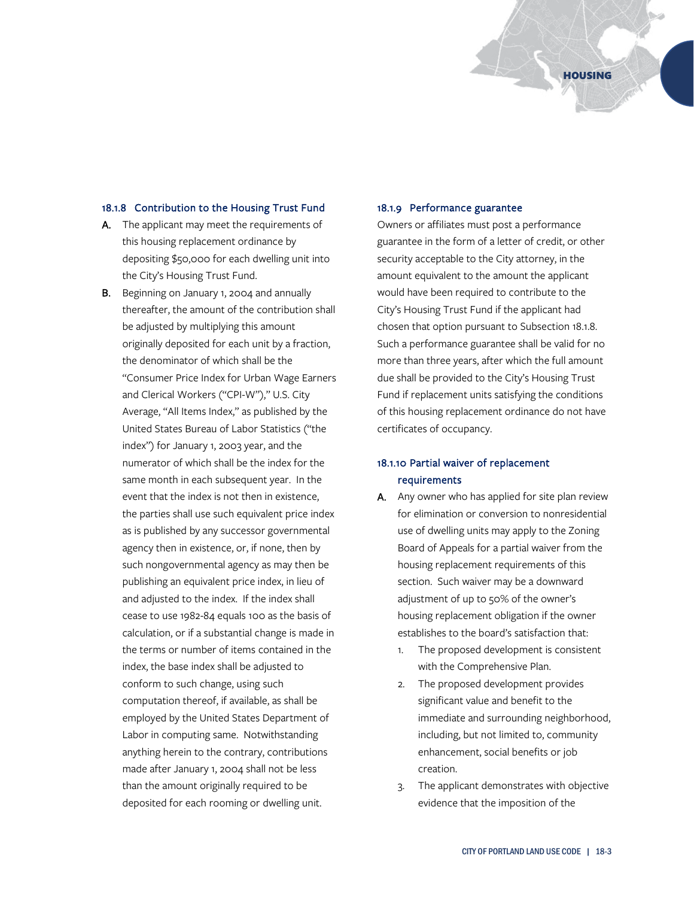#### 18.1.8 Contribution to the Housing Trust Fund

**A.** The applicant may meet the requirements of this housing replacement ordinance by depositing $50,000 for each dwelling unit into the City's Housing Trust Fund.

**B.** Beginning on January 1, 2004 and annually thereafter, the amount of the contribution shall be adjusted by multiplying this amount originally deposited for each unit by a fraction, the denominator of which shall be the "Consumer Price Index for Urban Wage Earners and Clerical Workers ("CPI-W")," U.S. City Average, "All Items Index," as published by the United States Bureau of Labor Statistics ("the index") for January 1, 2003 year, and the numerator of which shall be the index for the same month in each subsequent year. In the event that the index is not then in existence, the parties shall use such equivalent price index as is published by any successor governmental agency then in existence, or, if none, then by such nongovernmental agency as may then be publishing an equivalent price index, in lieu of and adjusted to the index. If the index shall cease to use 1982-84 equals 100 as the basis of calculation, or if a substantial change is made in the terms or number of items contained in the index, the base index shall be adjusted to conform to such change, using such computation thereof, if available, as shall be employed by the United States Department of Labor in computing same. Notwithstanding anything herein to the contrary, contributions made after January 1, 2004 shall not be less than the amount originally required to be deposited for each rooming or dwelling unit.

#### 18.1.9 Performance guarantee

Owners or affiliates must post a performance guarantee in the form of a letter of credit, or other security acceptable to the City attorney, in the amount equivalent to the amount the applicant would have been required to contribute to the City's Housing Trust Fund if the applicant had chosen that option pursuant to Subsection 18.1.8. Such a performance guarantee shall be valid for no more than three years, after which the full amount due shall be provided to the City's Housing Trust Fund if replacement units satisfying the conditions of this housing replacement ordinance do not have certificates of occupancy.

#### 18.1.10 Partial waiver of replacement requirements

**A.** Any owner who has applied for site plan review for elimination or conversion to nonresidential use of dwelling units may apply to the Zoning Board of Appeals for a partial waiver from the housing replacement requirements of this section. Such waiver may be a downward adjustment of up to 50% of the owner's housing replacement obligation if the owner establishes to the board's satisfaction that:

1. The proposed development is consistent with the Comprehensive Plan.
2. The proposed development provides significant value and benefit to the immediate and surrounding neighborhood, including, but not limited to, community enhancement, social benefits or job creation.
3. The applicant demonstrates with objective evidence that the imposition of the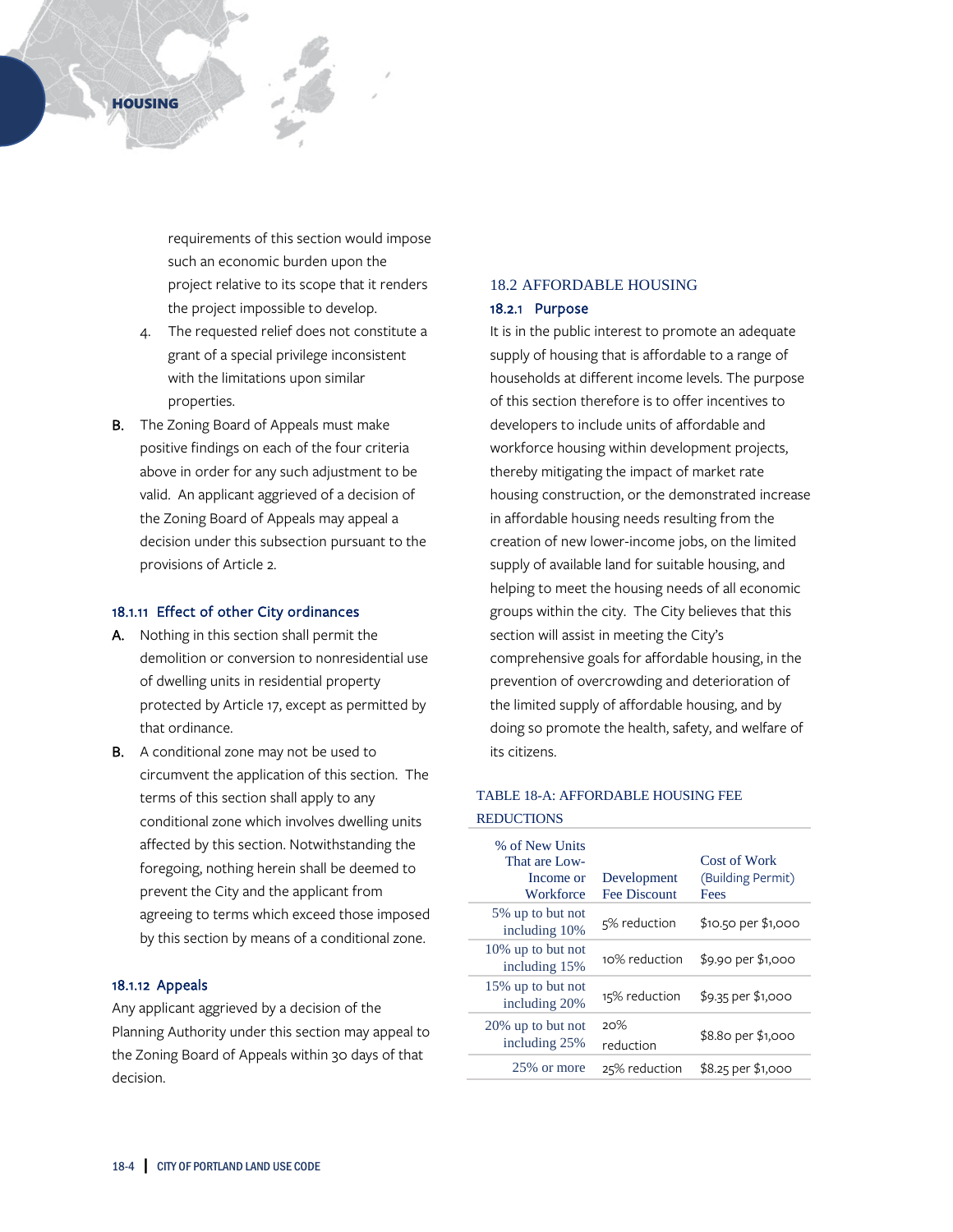requirements of this section would impose such an economic burden upon the project relative to its scope that it renders the project impossible to develop.

4. The requested relief does not constitute a grant of a special privilege inconsistent with the limitations upon similar properties.

**B.** The Zoning Board of Appeals must make positive findings on each of the four criteria above in order for any such adjustment to be valid. An applicant aggrieved of a decision of the Zoning Board of Appeals may appeal a decision under this subsection pursuant to the provisions of Article 2.

### 18.1.11 Effect of other City ordinances

**A.** Nothing in this section shall permit the demolition or conversion to nonresidential use of dwelling units in residential property protected by Article 17, except as permitted by that ordinance.

**B.** A conditional zone may not be used to circumvent the application of this section. The terms of this section shall apply to any conditional zone which involves dwelling units affected by this section. Notwithstanding the foregoing, nothing herein shall be deemed to prevent the City and the applicant from agreeing to terms which exceed those imposed by this section by means of a conditional zone.

### 18.1.12 Appeals

Any applicant aggrieved by a decision of the Planning Authority under this section may appeal to the Zoning Board of Appeals within 30 days of that decision.

## 18.2 AFFORDABLE HOUSING

### 18.2.1 Purpose

It is in the public interest to promote an adequate supply of housing that is affordable to a range of households at different income levels. The purpose of this section therefore is to offer incentives to developers to include units of affordable and workforce housing within development projects, thereby mitigating the impact of market rate housing construction, or the demonstrated increase in affordable housing needs resulting from the creation of new lower-income jobs, on the limited supply of available land for suitable housing, and helping to meet the housing needs of all economic groups within the city. The City believes that this section will assist in meeting the City's comprehensive goals for affordable housing, in the prevention of overcrowding and deterioration of the limited supply of affordable housing, and by doing so promote the health, safety, and welfare of its citizens.

TABLE 18-A: AFFORDABLE HOUSING FEE REDUCTIONS

| % of New Units That are Low-Income or Workforce | Development Fee Discount | Cost of Work (Building Permit) Fees |
|---|---|---|
| 5% up to but not including 10% | 5% reduction | $10.50 per $1,000 |
| 10% up to but not including 15% | 10% reduction | $9.90 per $1,000 |
| 15% up to but not including 20% | 15% reduction | $9.35 per $1,000 |
| 20% up to but not including 25% | 20% reduction | $8.80 per $1,000 |
| 25% or more | 25% reduction | $8.25 per $1,000 |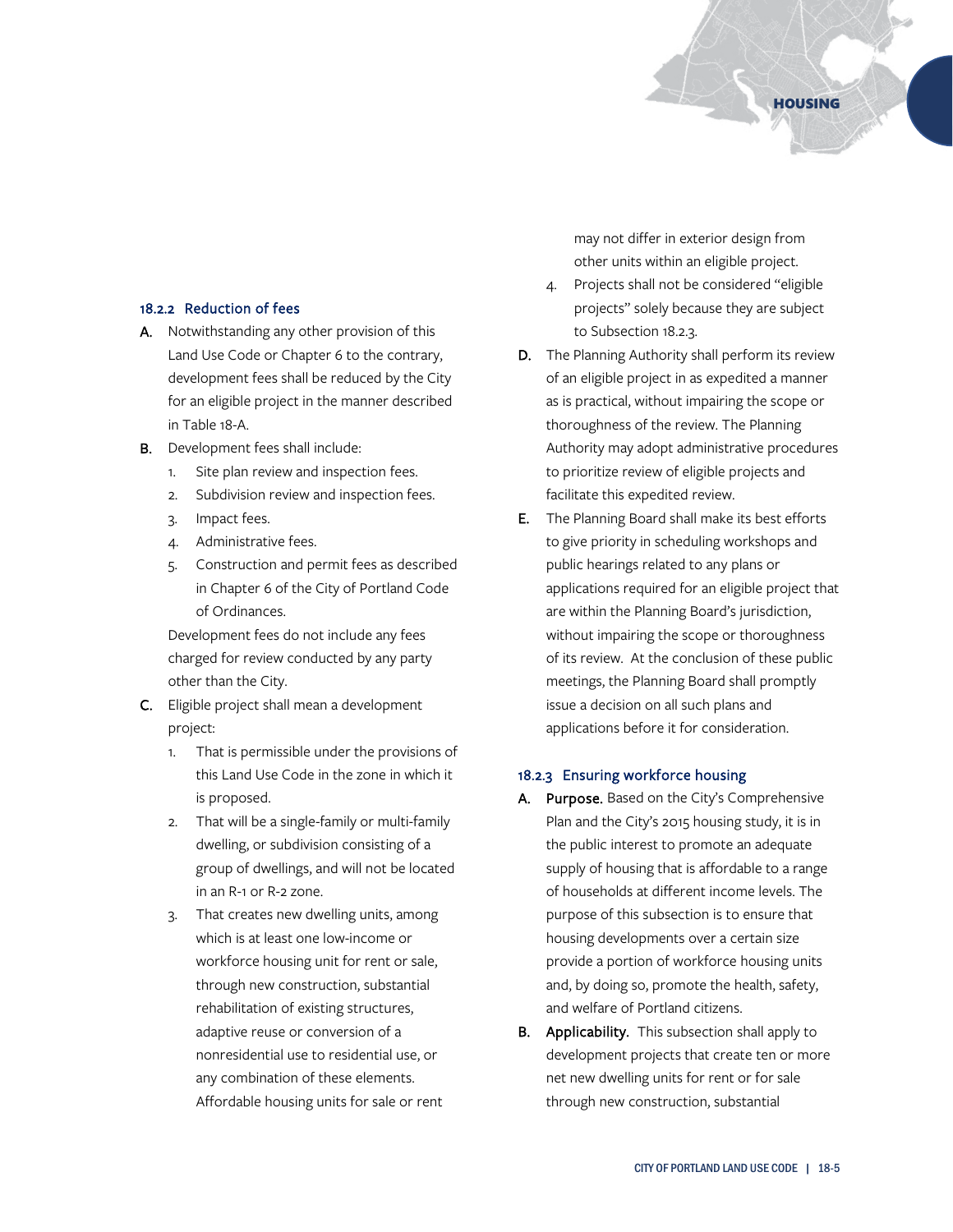### 18.2.2 Reduction of fees

**A.** Notwithstanding any other provision of this Land Use Code or Chapter 6 to the contrary, development fees shall be reduced by the City for an eligible project in the manner described in Table 18-A.

**B.** Development fees shall include:

1. Site plan review and inspection fees.
2. Subdivision review and inspection fees.
3. Impact fees.
4. Administrative fees.
5. Construction and permit fees as described in Chapter 6 of the City of Portland Code of Ordinances.

Development fees do not include any fees charged for review conducted by any party other than the City.

**C.** Eligible project shall mean a development project:

1. That is permissible under the provisions of this Land Use Code in the zone in which it is proposed.
2. That will be a single-family or multi-family dwelling, or subdivision consisting of a group of dwellings, and will not be located in an R-1 or R-2 zone.
3. That creates new dwelling units, among which is at least one low-income or workforce housing unit for rent or sale, through new construction, substantial rehabilitation of existing structures, adaptive reuse or conversion of a nonresidential use to residential use, or any combination of these elements. Affordable housing units for sale or rent may not differ in exterior design from other units within an eligible project.
4. Projects shall not be considered "eligible projects" solely because they are subject to Subsection 18.2.3.

**D.** The Planning Authority shall perform its review of an eligible project in as expedited a manner as is practical, without impairing the scope or thoroughness of the review. The Planning Authority may adopt administrative procedures to prioritize review of eligible projects and facilitate this expedited review.

**E.** The Planning Board shall make its best efforts to give priority in scheduling workshops and public hearings related to any plans or applications required for an eligible project that are within the Planning Board's jurisdiction, without impairing the scope or thoroughness of its review. At the conclusion of these public meetings, the Planning Board shall promptly issue a decision on all such plans and applications before it for consideration.

### 18.2.3 Ensuring workforce housing

**A. Purpose.** Based on the City's Comprehensive Plan and the City's 2015 housing study, it is in the public interest to promote an adequate supply of housing that is affordable to a range of households at different income levels. The purpose of this subsection is to ensure that housing developments over a certain size provide a portion of workforce housing units and, by doing so, promote the health, safety, and welfare of Portland citizens.

**B. Applicability.** This subsection shall apply to development projects that create ten or more net new dwelling units for rent or for sale through new construction, substantial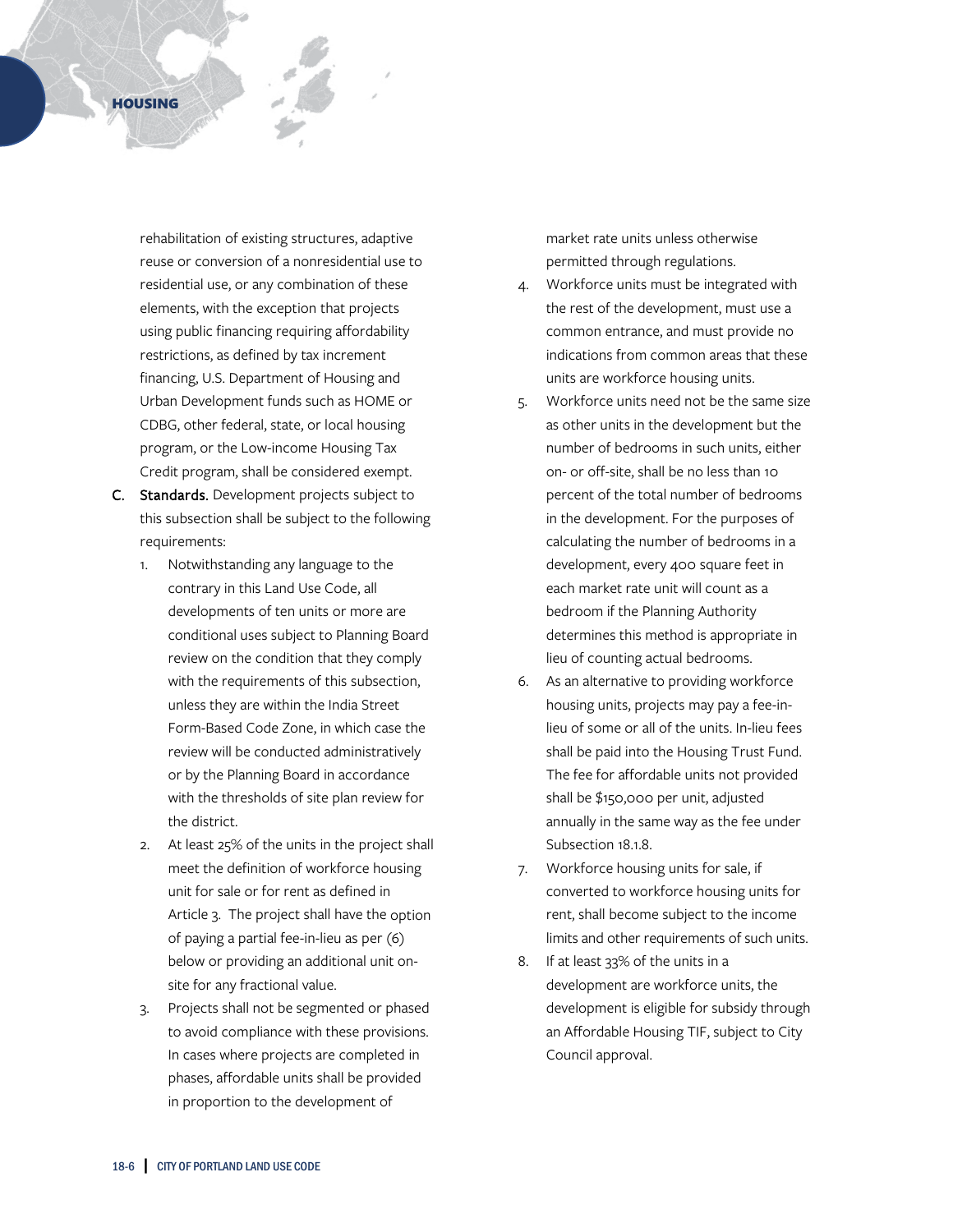rehabilitation of existing structures, adaptive reuse or conversion of a nonresidential use to residential use, or any combination of these elements, with the exception that projects using public financing requiring affordability restrictions, as defined by tax increment financing, U.S. Department of Housing and Urban Development funds such as HOME or CDBG, other federal, state, or local housing program, or the Low-income Housing Tax Credit program, shall be considered exempt.

C. **Standards.** Development projects subject to this subsection shall be subject to the following requirements:

1. Notwithstanding any language to the contrary in this Land Use Code, all developments of ten units or more are conditional uses subject to Planning Board review on the condition that they comply with the requirements of this subsection, unless they are within the India Street Form-Based Code Zone, in which case the review will be conducted administratively or by the Planning Board in accordance with the thresholds of site plan review for the district.
2. At least 25% of the units in the project shall meet the definition of workforce housing unit for sale or for rent as defined in Article 3. The project shall have the option of paying a partial fee-in-lieu as per (6) below or providing an additional unit on-site for any fractional value.
3. Projects shall not be segmented or phased to avoid compliance with these provisions. In cases where projects are completed in phases, affordable units shall be provided in proportion to the development of market rate units unless otherwise permitted through regulations.
4. Workforce units must be integrated with the rest of the development, must use a common entrance, and must provide no indications from common areas that these units are workforce housing units.
5. Workforce units need not be the same size as other units in the development but the number of bedrooms in such units, either on- or off-site, shall be no less than 10 percent of the total number of bedrooms in the development. For the purposes of calculating the number of bedrooms in a development, every 400 square feet in each market rate unit will count as a bedroom if the Planning Authority determines this method is appropriate in lieu of counting actual bedrooms.
6. As an alternative to providing workforce housing units, projects may pay a fee-in-lieu of some or all of the units. In-lieu fees shall be paid into the Housing Trust Fund. The fee for affordable units not provided shall be $150,000 per unit, adjusted annually in the same way as the fee under Subsection 18.1.8.
7. Workforce housing units for sale, if converted to workforce housing units for rent, shall become subject to the income limits and other requirements of such units.
8. If at least 33% of the units in a development are workforce units, the development is eligible for subsidy through an Affordable Housing TIF, subject to City Council approval.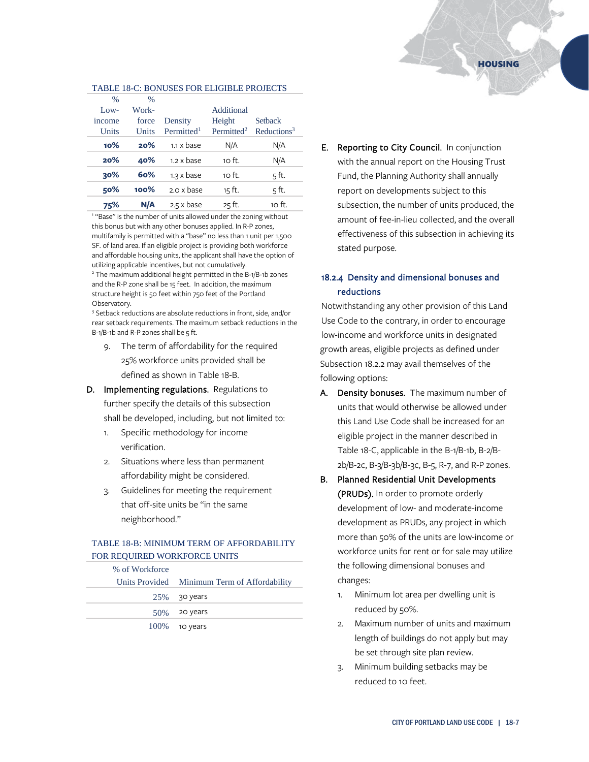TABLE 18-C: BONUSES FOR ELIGIBLE PROJECTS

| % Low-income Units | % Work-force Units | Density Permitted[1] | Additional Height Permitted[2] | Setback Reductions[3] |
|---|---|---|---|---|
| **10%** | **20%** | 1.1 x base | N/A | N/A |
| **20%** | **40%** | 1.2 x base | 10 ft. | N/A |
| **30%** | **60%** | 1.3 x base | 10 ft. | 5 ft. |
| **50%** | **100%** | 2.0 x base | 15 ft. | 5 ft. |
| **75%** | **N/A** | 2.5 x base | 25 ft. | 10 ft. |

[1] "Base" is the number of units allowed under the zoning without this bonus but with any other bonuses applied. In R-P zones, multifamily is permitted with a "base" no less than 1 unit per 1,500 SF. of land area. If an eligible project is providing both workforce and affordable housing units, the applicant shall have the option of utilizing applicable incentives, but not cumulatively.

[2] The maximum additional height permitted in the B-1/B-1b zones and the R-P zone shall be 15 feet. In addition, the maximum structure height is 50 feet within 750 feet of the Portland Observatory.

[3] Setback reductions are absolute reductions in front, side, and/or rear setback requirements. The maximum setback reductions in the B-1/B-1b and R-P zones shall be 5 ft.

9. The term of affordability for the required 25% workforce units provided shall be defined as shown in Table 18-B.

D. **Implementing regulations.** Regulations to further specify the details of this subsection shall be developed, including, but not limited to:
   1. Specific methodology for income verification.
   2. Situations where less than permanent affordability might be considered.
   3. Guidelines for meeting the requirement that off-site units be "in the same neighborhood."

TABLE 18-B: MINIMUM TERM OF AFFORDABILITY FOR REQUIRED WORKFORCE UNITS

| % of Workforce Units Provided | Minimum Term of Affordability |
|---|---|
| 25% | 30 years |
| 50% | 20 years |
| 100% | 10 years |

E. **Reporting to City Council.** In conjunction with the annual report on the Housing Trust Fund, the Planning Authority shall annually report on developments subject to this subsection, the number of units produced, the amount of fee-in-lieu collected, and the overall effectiveness of this subsection in achieving its stated purpose.

### 18.2.4 Density and dimensional bonuses and reductions

Notwithstanding any other provision of this Land Use Code to the contrary, in order to encourage low-income and workforce units in designated growth areas, eligible projects as defined under Subsection 18.2.2 may avail themselves of the following options:

A. **Density bonuses.** The maximum number of units that would otherwise be allowed under this Land Use Code shall be increased for an eligible project in the manner described in Table 18-C, applicable in the B-1/B-1b, B-2/B-2b/B-2c, B-3/B-3b/B-3c, B-5, R-7, and R-P zones.

B. **Planned Residential Unit Developments (PRUDs).** In order to promote orderly development of low- and moderate-income development as PRUDs, any project in which more than 50% of the units are low-income or workforce units for rent or for sale may utilize the following dimensional bonuses and changes:
   1. Minimum lot area per dwelling unit is reduced by 50%.
   2. Maximum number of units and maximum length of buildings do not apply but may be set through site plan review.
   3. Minimum building setbacks may be reduced to 10 feet.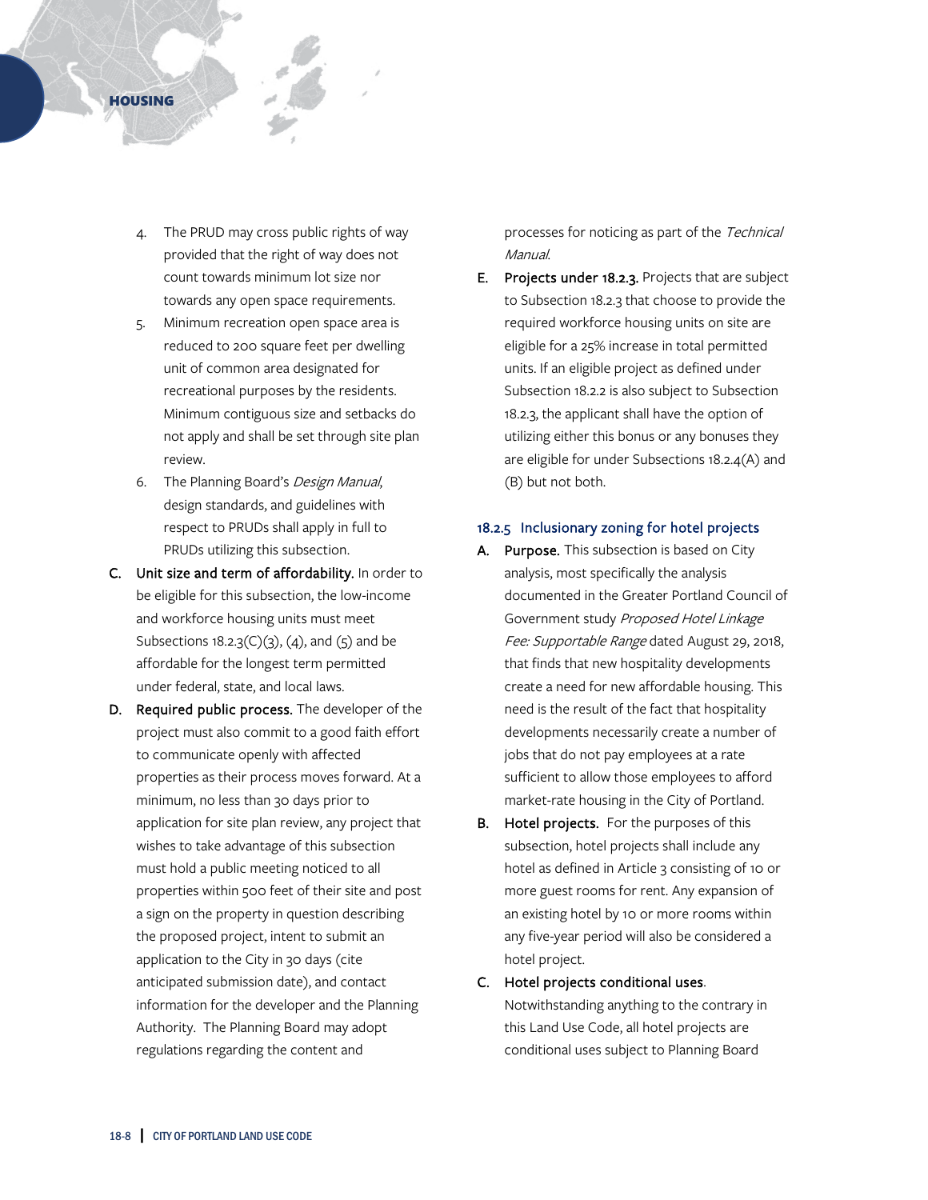4. The PRUD may cross public rights of way provided that the right of way does not count towards minimum lot size nor towards any open space requirements.
5. Minimum recreation open space area is reduced to 200 square feet per dwelling unit of common area designated for recreational purposes by the residents. Minimum contiguous size and setbacks do not apply and shall be set through site plan review.
6. The Planning Board's *Design Manual*, design standards, and guidelines with respect to PRUDs utilizing this subsection shall apply in full to PRUDs utilizing this subsection.

C. **Unit size and term of affordability.** In order to be eligible for this subsection, the low-income and workforce housing units must meet Subsections 18.2.3(C)(3), (4), and (5) and be affordable for the longest term permitted under federal, state, and local laws.

D. **Required public process.** The developer of the project must also commit to a good faith effort to communicate openly with affected properties as their process moves forward. At a minimum, no less than 30 days prior to application for site plan review, any project that wishes to take advantage of this subsection must hold a public meeting noticed to all properties within 500 feet of their site and post a sign on the property in question describing the proposed project, intent to submit an application to the City in 30 days (cite anticipated submission date), and contact information for the developer and the Planning Authority. The Planning Board may adopt regulations regarding the content and processes for noticing as part of the *Technical Manual*.

E. **Projects under 18.2.3.** Projects that are subject to Subsection 18.2.3 that choose to provide the required workforce housing units on site are eligible for a 25% increase in total permitted units. If an eligible project as defined under Subsection 18.2.2 is also subject to Subsection 18.2.3, the applicant shall have the option of utilizing either this bonus or any bonuses they are eligible for under Subsections 18.2.4(A) and (B) but not both.

### 18.2.5 Inclusionary zoning for hotel projects

A. **Purpose.** This subsection is based on City analysis, most specifically the analysis documented in the Greater Portland Council of Government study *Proposed Hotel Linkage Fee: Supportable Range* dated August 29, 2018, that finds that new hospitality developments create a need for new affordable housing. This need is the result of the fact that hospitality developments necessarily create a number of jobs that do not pay employees at a rate sufficient to allow those employees to afford market-rate housing in the City of Portland.

B. **Hotel projects.** For the purposes of this subsection, hotel projects shall include any hotel as defined in Article 3 consisting of 10 or more guest rooms for rent. Any expansion of an existing hotel by 10 or more rooms within any five-year period will also be considered a hotel project.

C. **Hotel projects conditional uses.** Notwithstanding anything to the contrary in this Land Use Code, all hotel projects are conditional uses subject to Planning Board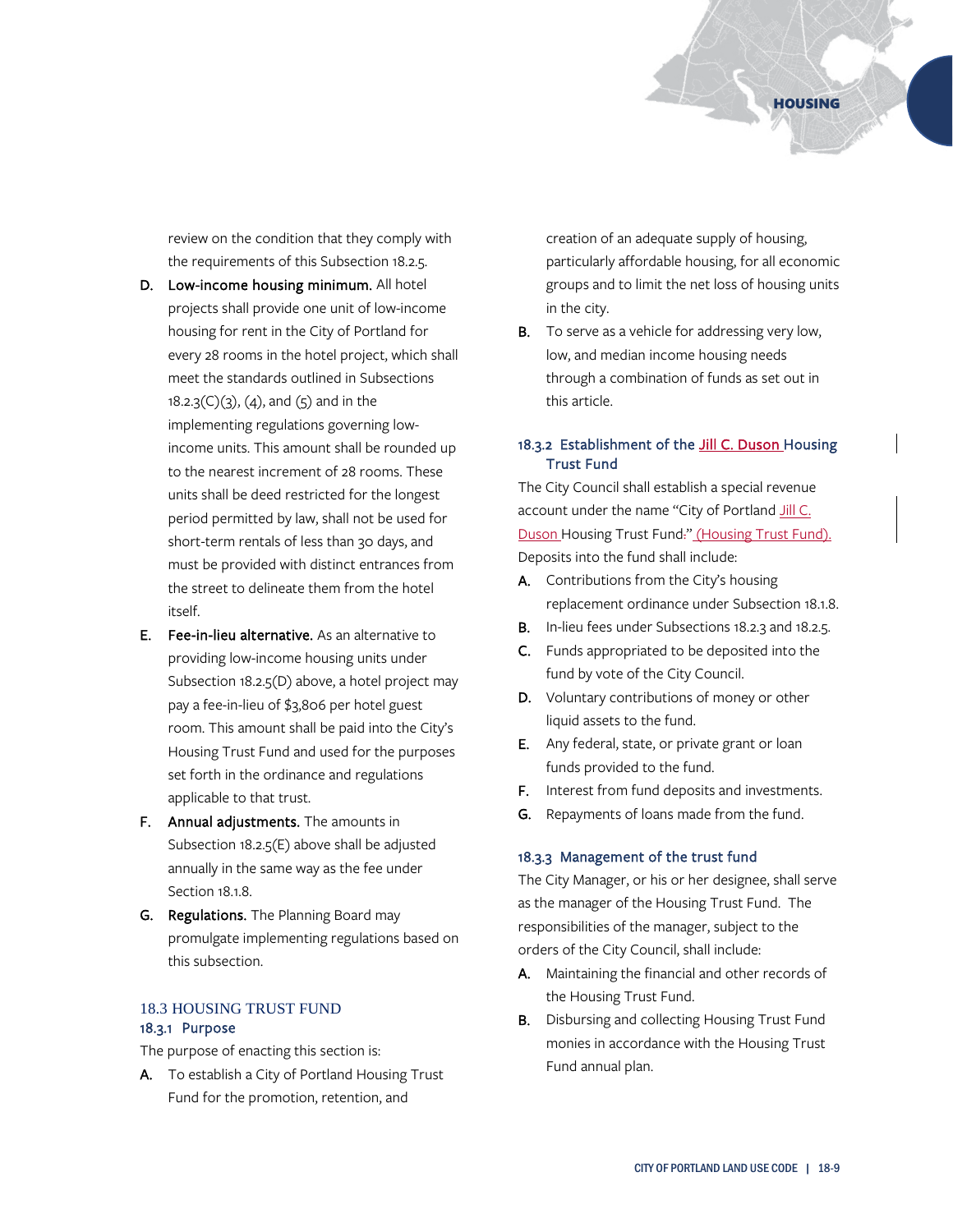review on the condition that they comply with the requirements of this Subsection 18.2.5.

**D. Low-income housing minimum.** All hotel projects shall provide one unit of low-income housing for rent in the City of Portland for every 28 rooms in the hotel project, which shall meet the standards outlined in Subsections 18.2.3(C)(3), (4), and (5) and in the implementing regulations governing low-income units. This amount shall be rounded up to the nearest increment of 28 rooms. These units shall be deed restricted for the longest period permitted by law, shall not be used for short-term rentals of less than 30 days, and must be provided with distinct entrances from the street to delineate them from the hotel itself.

**E. Fee-in-lieu alternative.** As an alternative to providing low-income housing units under Subsection 18.2.5(D) above, a hotel project may pay a fee-in-lieu of $3,806 per hotel guest room. This amount shall be paid into the City's Housing Trust Fund and used for the purposes set forth in the ordinance and regulations applicable to that trust.

**F. Annual adjustments.** The amounts in Subsection 18.2.5(E) above shall be adjusted annually in the same way as the fee under Section 18.1.8.

**G. Regulations.** The Planning Board may promulgate implementing regulations based on this subsection.

## 18.3 HOUSING TRUST FUND

### 18.3.1 Purpose

The purpose of enacting this section is:

**A.** To establish a City of Portland Housing Trust Fund for the promotion, retention, and creation of an adequate supply of housing, particularly affordable housing, for all economic groups and to limit the net loss of housing units in the city.

**B.** To serve as a vehicle for addressing very low, low, and median income housing needs through a combination of funds as set out in this article.

### 18.3.2 Establishment of the Jill C. Duson Housing Trust Fund

The City Council shall establish a special revenue account under the name "City of Portland Jill C. Duson Housing Trust Fund." (Housing Trust Fund). Deposits into the fund shall include:

**A.** Contributions from the City's housing replacement ordinance under Subsection 18.1.8.

**B.** In-lieu fees under Subsections 18.2.3 and 18.2.5.

**C.** Funds appropriated to be deposited into the fund by vote of the City Council.

**D.** Voluntary contributions of money or other liquid assets to the fund.

**E.** Any federal, state, or private grant or loan funds provided to the fund.

**F.** Interest from fund deposits and investments.

**G.** Repayments of loans made from the fund.

### 18.3.3 Management of the trust fund

The City Manager, or his or her designee, shall serve as the manager of the Housing Trust Fund. The responsibilities of the manager, subject to the orders of the City Council, shall include:

**A.** Maintaining the financial and other records of the Housing Trust Fund.

**B.** Disbursing and collecting Housing Trust Fund monies in accordance with the Housing Trust Fund annual plan.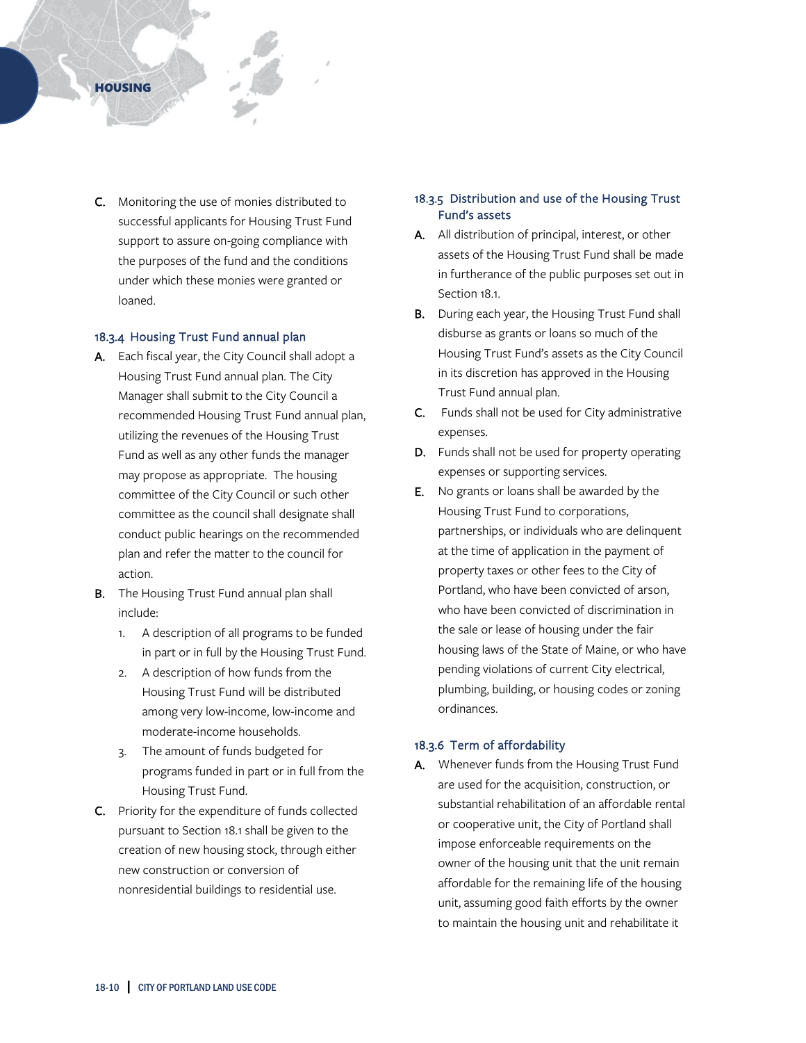C. Monitoring the use of monies distributed to successful applicants for Housing Trust Fund support to assure on-going compliance with the purposes of the fund and the conditions under which these monies were granted or loaned.

### 18.3.4 Housing Trust Fund annual plan

A. Each fiscal year, the City Council shall adopt a Housing Trust Fund annual plan. The City Manager shall submit to the City Council a recommended Housing Trust Fund annual plan, utilizing the revenues of the Housing Trust Fund as well as any other funds the manager may propose as appropriate. The housing committee of the City Council or such other committee as the council shall designate shall conduct public hearings on the recommended plan and refer the matter to the council for action.

B. The Housing Trust Fund annual plan shall include:

1. A description of all programs to be funded in part or in full by the Housing Trust Fund.
2. A description of how funds from the Housing Trust Fund will be distributed among very low-income, low-income and moderate-income households.
3. The amount of funds budgeted for programs funded in part or in full from the Housing Trust Fund.

C. Priority for the expenditure of funds collected pursuant to Section 18.1 shall be given to the creation of new housing stock, through either new construction or conversion of nonresidential buildings to residential use.

### 18.3.5 Distribution and use of the Housing Trust Fund's assets

A. All distribution of principal, interest, or other assets of the Housing Trust Fund shall be made in furtherance of the public purposes set out in Section 18.1.

B. During each year, the Housing Trust Fund shall disburse as grants or loans so much of the Housing Trust Fund's assets as the City Council in its discretion has approved in the Housing Trust Fund annual plan.

C. Funds shall not be used for City administrative expenses.

D. Funds shall not be used for property operating expenses or supporting services.

E. No grants or loans shall be awarded by the Housing Trust Fund to corporations, partnerships, or individuals who are delinquent at the time of application in the payment of property taxes or other fees to the City of Portland, who have been convicted of arson, who have been convicted of discrimination in the sale or lease of housing under the fair housing laws of the State of Maine, or who have pending violations of current City electrical, plumbing, building, or housing codes or zoning ordinances.

### 18.3.6 Term of affordability

A. Whenever funds from the Housing Trust Fund are used for the acquisition, construction, or substantial rehabilitation of an affordable rental or cooperative unit, the City of Portland shall impose enforceable requirements on the owner of the housing unit that the unit remain affordable for the remaining life of the housing unit, assuming good faith efforts by the owner to maintain the housing unit and rehabilitate it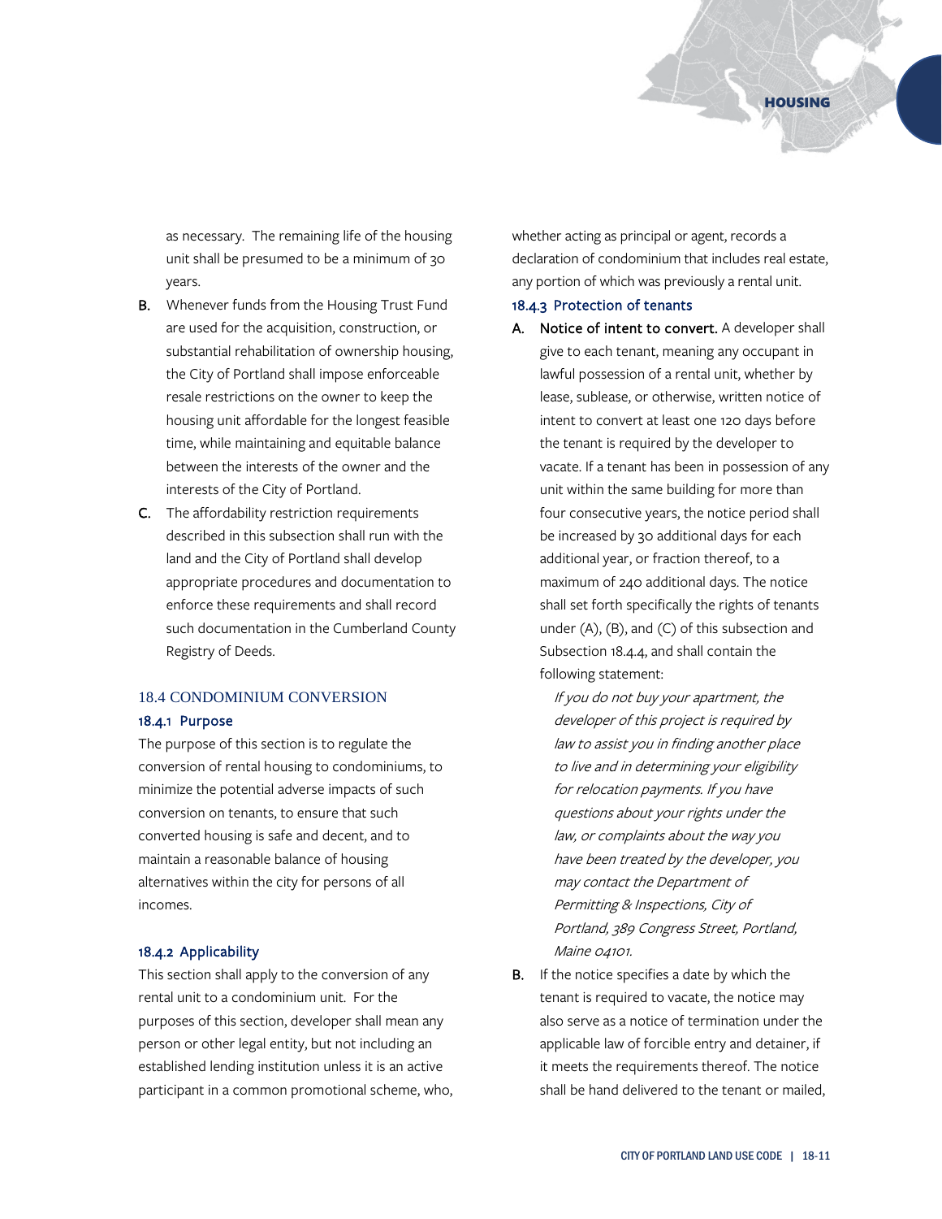as necessary. The remaining life of the housing unit shall be presumed to be a minimum of 30 years.

**B.** Whenever funds from the Housing Trust Fund are used for the acquisition, construction, or substantial rehabilitation of ownership housing, the City of Portland shall impose enforceable resale restrictions on the owner to keep the housing unit affordable for the longest feasible time, while maintaining and equitable balance between the interests of the owner and the interests of the City of Portland.

**C.** The affordability restriction requirements described in this subsection shall run with the land and the City of Portland shall develop appropriate procedures and documentation to enforce these requirements and shall record such documentation in the Cumberland County Registry of Deeds.

## 18.4 CONDOMINIUM CONVERSION

### 18.4.1 Purpose

The purpose of this section is to regulate the conversion of rental housing to condominiums, to minimize the potential adverse impacts of such conversion on tenants, to ensure that such converted housing is safe and decent, and to maintain a reasonable balance of housing alternatives within the city for persons of all incomes.

### 18.4.2 Applicability

This section shall apply to the conversion of any rental unit to a condominium unit. For the purposes of this section, developer shall mean any person or other legal entity, but not including an established lending institution unless it is an active participant in a common promotional scheme, who, whether acting as principal or agent, records a declaration of condominium that includes real estate, any portion of which was previously a rental unit.

### 18.4.3 Protection of tenants

**A. Notice of intent to convert.** A developer shall give to each tenant, meaning any occupant in lawful possession of a rental unit, whether by lease, sublease, or otherwise, written notice of intent to convert at least one 120 days before the tenant is required by the developer to vacate. If a tenant has been in possession of any unit within the same building for more than four consecutive years, the notice period shall be increased by 30 additional days for each additional year, or fraction thereof, to a maximum of 240 additional days. The notice shall set forth specifically the rights of tenants under (A), (B), and (C) of this subsection and Subsection 18.4.4, and shall contain the following statement:

*If you do not buy your apartment, the developer of this project is required by law to assist you in finding another place to live and in determining your eligibility for relocation payments. If you have questions about your rights under the law, or complaints about the way you have been treated by the developer, you may contact the Department of Permitting & Inspections, City of Portland, 389 Congress Street, Portland, Maine 04101.*

**B.** If the notice specifies a date by which the tenant is required to vacate, the notice may also serve as a notice of termination under the applicable law of forcible entry and detainer, if it meets the requirements thereof. The notice shall be hand delivered to the tenant or mailed,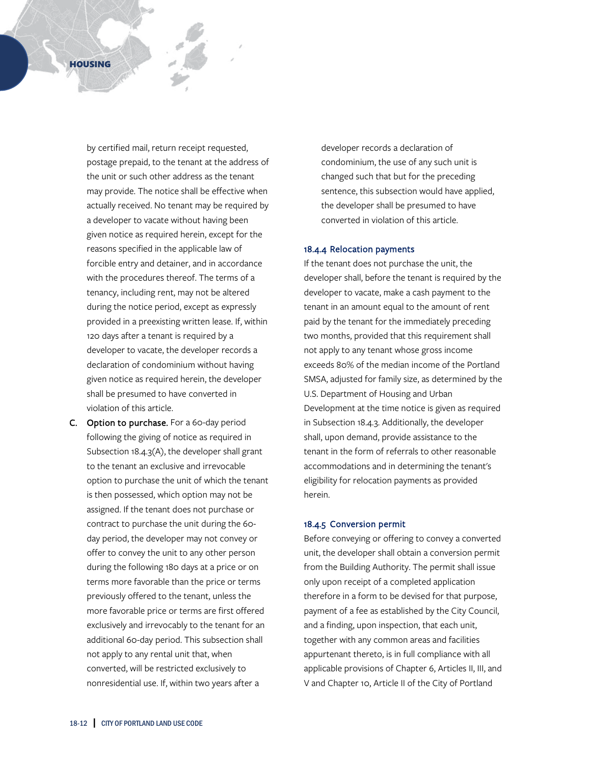by certified mail, return receipt requested, postage prepaid, to the tenant at the address of the unit or such other address as the tenant may provide. The notice shall be effective when actually received. No tenant may be required by a developer to vacate without having been given notice as required herein, except for the reasons specified in the applicable law of forcible entry and detainer, and in accordance with the procedures thereof. The terms of a tenancy, including rent, may not be altered during the notice period, except as expressly provided in a preexisting written lease. If, within 120 days after a tenant is required by a developer to vacate, the developer records a declaration of condominium without having given notice as required herein, the developer shall be presumed to have converted in violation of this article.

C. **Option to purchase.** For a 60-day period following the giving of notice as required in Subsection 18.4.3(A), the developer shall grant to the tenant an exclusive and irrevocable option to purchase the unit of which the tenant is then possessed, which option may not be assigned. If the tenant does not purchase or contract to purchase the unit during the 60-day period, the developer may not convey or offer to convey the unit to any other person during the following 180 days at a price or on terms more favorable than the price or terms previously offered to the tenant, unless the more favorable price or terms are first offered exclusively and irrevocably to the tenant for an additional 60-day period. This subsection shall not apply to any rental unit that, when converted, will be restricted exclusively to nonresidential use. If, within two years after a developer records a declaration of condominium, the use of any such unit is changed such that but for the preceding sentence, this subsection would have applied, the developer shall be presumed to have converted in violation of this article.

### 18.4.4 Relocation payments

If the tenant does not purchase the unit, the developer shall, before the tenant is required by the developer to vacate, make a cash payment to the tenant in an amount equal to the amount of rent paid by the tenant for the immediately preceding two months, provided that this requirement shall not apply to any tenant whose gross income exceeds 80% of the median income of the Portland SMSA, adjusted for family size, as determined by the U.S. Department of Housing and Urban Development at the time notice is given as required in Subsection 18.4.3. Additionally, the developer shall, upon demand, provide assistance to the tenant in the form of referrals to other reasonable accommodations and in determining the tenant's eligibility for relocation payments as provided herein.

### 18.4.5 Conversion permit

Before conveying or offering to convey a converted unit, the developer shall obtain a conversion permit from the Building Authority. The permit shall issue only upon receipt of a completed application therefore in a form to be devised for that purpose, payment of a fee as established by the City Council, and a finding, upon inspection, that each unit, together with any common areas and facilities appurtenant thereto, is in full compliance with all applicable provisions of Chapter 6, Articles II, III, and V and Chapter 10, Article II of the City of Portland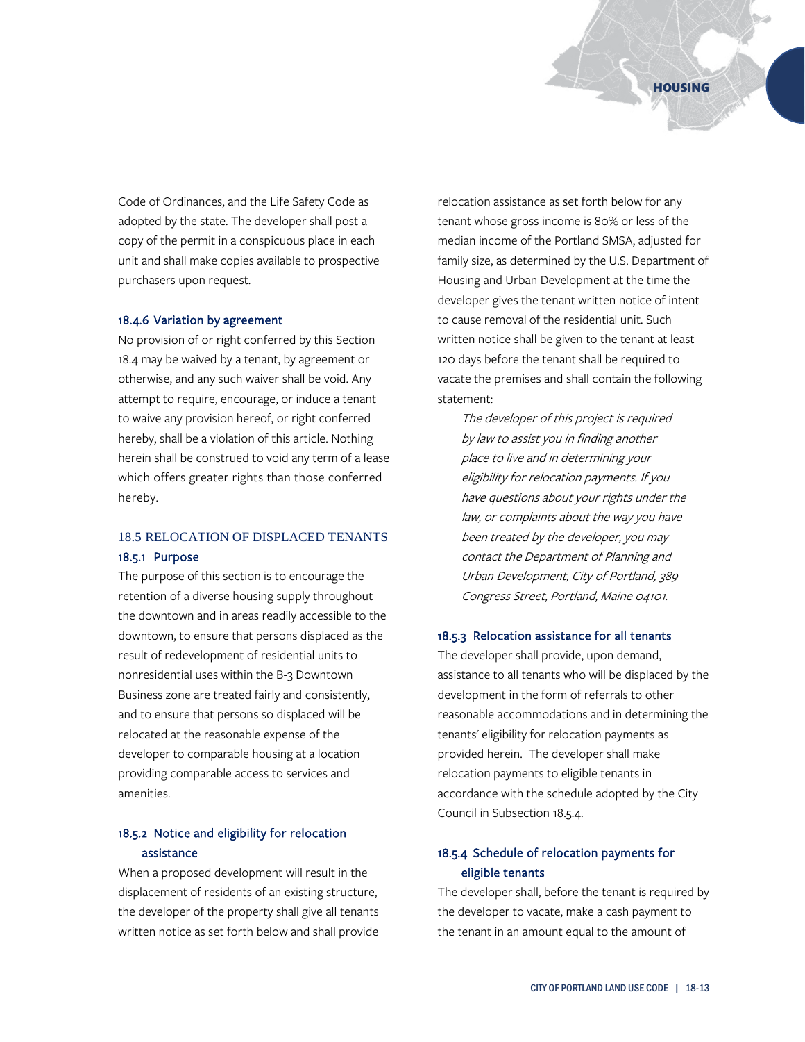Code of Ordinances, and the Life Safety Code as adopted by the state. The developer shall post a copy of the permit in a conspicuous place in each unit and shall make copies available to prospective purchasers upon request.

#### 18.4.6 Variation by agreement

No provision of or right conferred by this Section 18.4 may be waived by a tenant, by agreement or otherwise, and any such waiver shall be void. Any attempt to require, encourage, or induce a tenant to waive any provision hereof, or right conferred hereby, shall be a violation of this article. Nothing herein shall be construed to void any term of a lease which offers greater rights than those conferred hereby.

### 18.5 RELOCATION OF DISPLACED TENANTS

#### 18.5.1 Purpose

The purpose of this section is to encourage the retention of a diverse housing supply throughout the downtown and in areas readily accessible to the downtown, to ensure that persons displaced as the result of redevelopment of residential units to nonresidential uses within the B-3 Downtown Business zone are treated fairly and consistently, and to ensure that persons so displaced will be relocated at the reasonable expense of the developer to comparable housing at a location providing comparable access to services and amenities.

#### 18.5.2 Notice and eligibility for relocation assistance

When a proposed development will result in the displacement of residents of an existing structure, the developer of the property shall give all tenants written notice as set forth below and shall provide relocation assistance as set forth below for any tenant whose gross income is 80% or less of the median income of the Portland SMSA, adjusted for family size, as determined by the U.S. Department of Housing and Urban Development at the time the developer gives the tenant written notice of intent to cause removal of the residential unit. Such written notice shall be given to the tenant at least 120 days before the tenant shall be required to vacate the premises and shall contain the following statement:

> *The developer of this project is required by law to assist you in finding another place to live and in determining your eligibility for relocation payments. If you have questions about your rights under the law, or complaints about the way you have been treated by the developer, you may contact the Department of Planning and Urban Development, City of Portland, 389 Congress Street, Portland, Maine 04101.*

#### 18.5.3 Relocation assistance for all tenants

The developer shall provide, upon demand, assistance to all tenants who will be displaced by the development in the form of referrals to other reasonable accommodations and in determining the tenants' eligibility for relocation payments as provided herein. The developer shall make relocation payments to eligible tenants in accordance with the schedule adopted by the City Council in Subsection 18.5.4.

#### 18.5.4 Schedule of relocation payments for eligible tenants

The developer shall, before the tenant is required by the developer to vacate, make a cash payment to the tenant in an amount equal to the amount of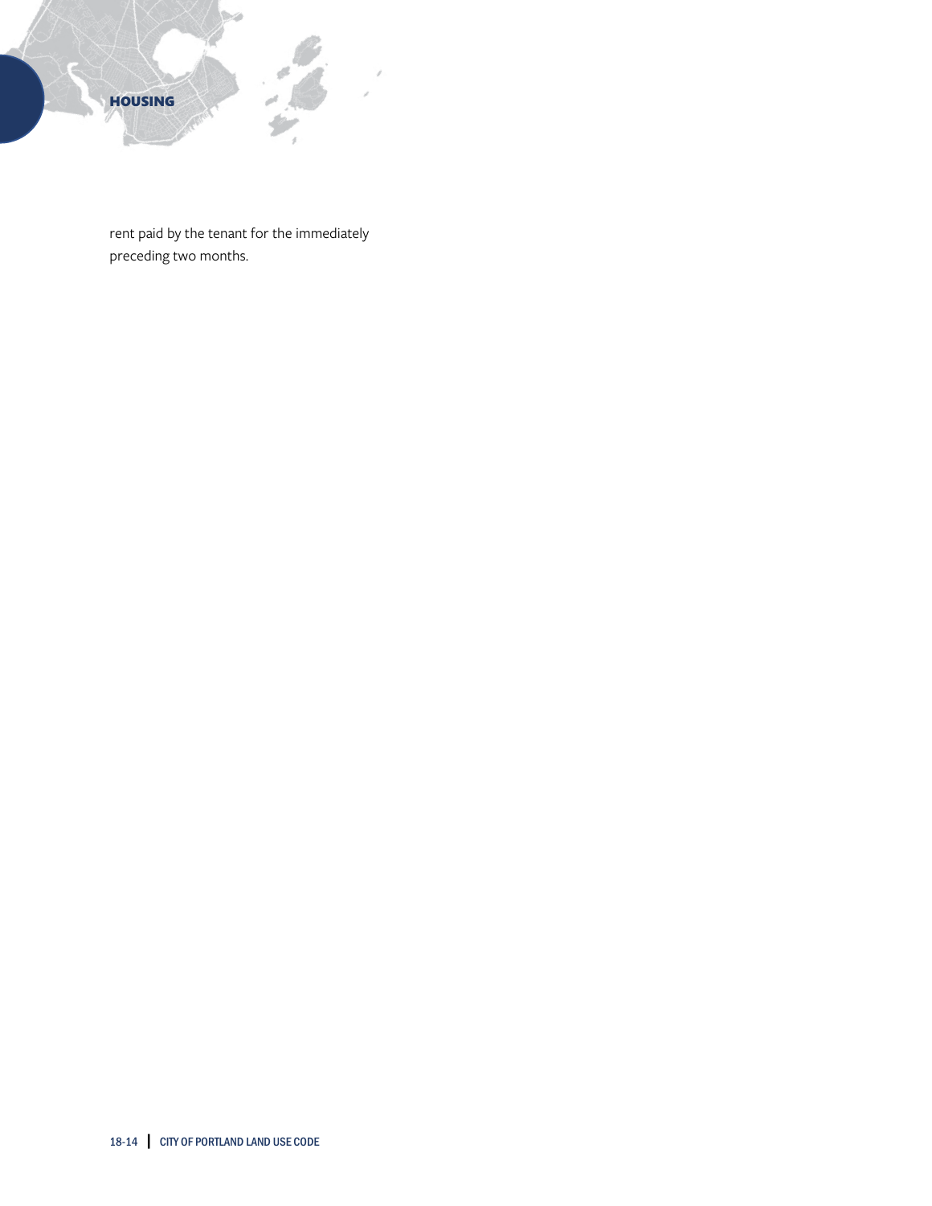rent paid by the tenant for the immediately preceding two months.